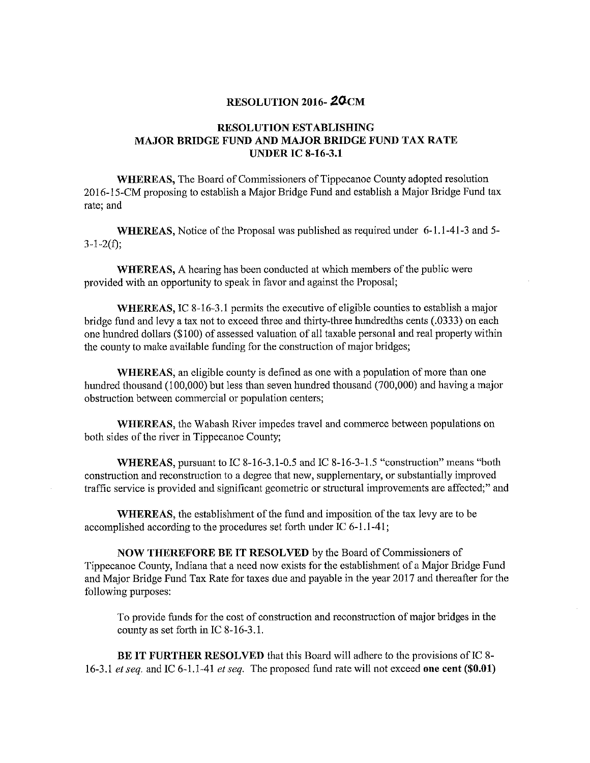# RESOLUTION 2016- 20CM

## RESOLUTION ESTABLISHING MAJOR BRIDGE FUND AND MAJOR BRIDGE FUND TAX RATE UNDER IC 8-16-3.1

**WHEREAS,** The Board of Commissioners of Tippecanoe County adopted resolution 2016-15-CM proposing to establish a Major Bridge Fund and establish a Major Bridge Fund tax rate; and

**WHEREAS,** Notice of the Proposal was published as required under 6-1.1-41-3 and 5-3-1-2(f);

**WHEREAS,** A hearing has been conducted at which members of the public were provided with an opportunity to speak in favor and against the Proposal;

**WHEREAS,** IC 8-16-3.1 permits the executive of eligible counties to establish a major bridge fund and levy a tax not to exceed three and thirty-three hundredths cents (.0333) on each one hundred dollars ($100) of assessed valuation of all taxable personal and real property within the county to make available funding for the construction of major bridges;

**WHEREAS,** an eligible county is defined as one with a population of more than one hundred thousand (100,000) but less than seven hundred thousand (700,000) and having a major obstruction between commercial or population centers;

**WHEREAS,** the Wabash River impedes travel and commerce between populations on both sides of the river in Tippecanoe County;

**WHEREAS,** pursuant to IC 8-16-3.1-0.5 and IC 8-16-3-1.5 "construction" means "both construction and reconstruction to a degree that new, supplementary, or substantially improved traffic service is provided and significant geometric or structural improvements are affected;" and

**WHEREAS,** the establishment of the fund and imposition of the tax levy are to be accomplished according to the procedures set forth under IC 6-1.1-41;

**NOW THEREFORE BE IT RESOLVED** by the Board of Commissioners of Tippecanoe County, Indiana that a need now exists for the establishment of a Major Bridge Fund and Major Bridge Fund Tax Rate for taxes due and payable in the year 2017 and thereafter for the following purposes:

To provide funds for the cost of construction and reconstruction of major bridges in the county as set forth in IC 8-16-3.1.

**BE IT FURTHER RESOLVED** that this Board will adhere to the provisions of IC 8-16-3.1 *et seq.* and IC 6-1.1-41 *et seq.* The proposed fund rate will not exceed **one cent ($0.01)**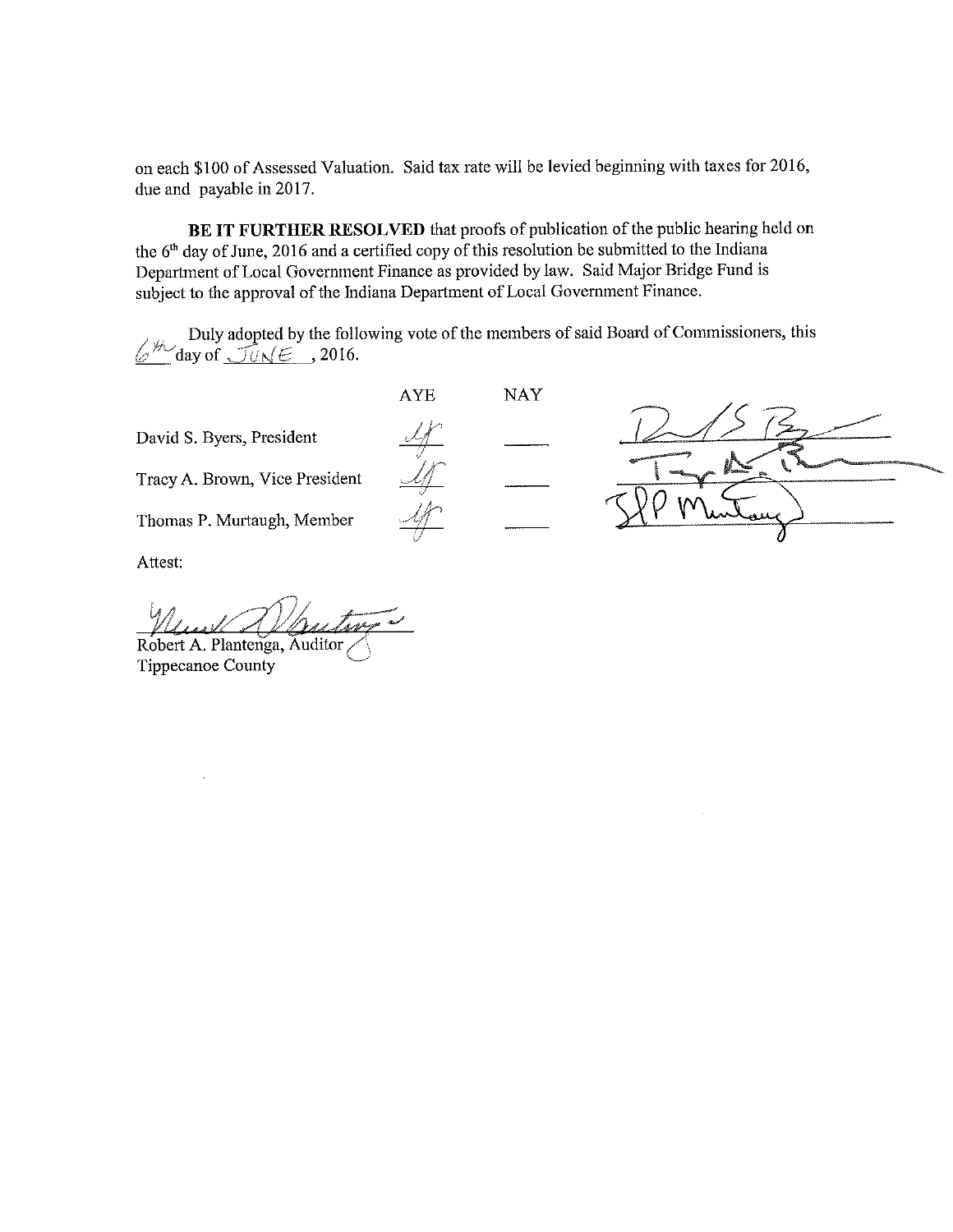on each $100 of Assessed Valuation. Said tax rate will be levied beginning with taxes for 2016, due and payable in 2017.

**BE IT FURTHER RESOLVED** that proofs of publication of the public hearing held on the 6th day of June, 2016 and a certified copy of this resolution be submitted to the Indiana Department of Local Government Finance as provided by law. Said Major Bridge Fund is subject to the approval of the Indiana Department of Local Government Finance.

Duly adopted by the following vote of the members of said Board of Commissioners, this 6th day of JUNE, 2016.

| | AYE | NAY | |
|---|---|---|---|
| David S. Byers, President | AY | | |
| Tracy A. Brown, Vice President | AY | | |
| Thomas P. Murtaugh, Member | AY | | |

Attest:

Robert A. Plantenga, Auditor
Tippecanoe County